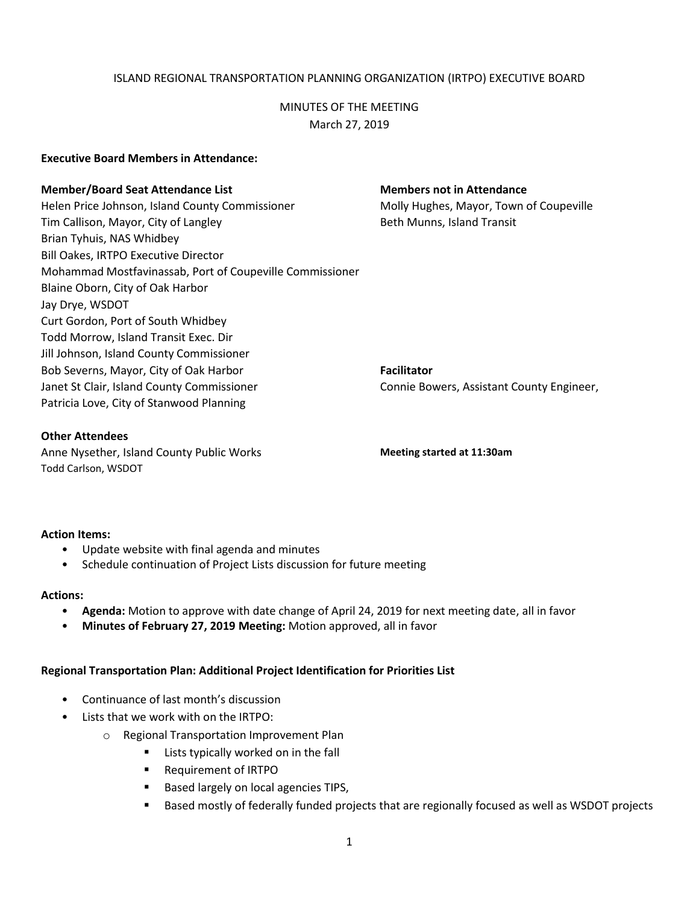ISLAND REGIONAL TRANSPORTATION PLANNING ORGANIZATION (IRTPO) EXECUTIVE BOARD

MINUTES OF THE MEETING
March 27, 2019

**Executive Board Members in Attendance:**

**Member/Board Seat Attendance List**
Helen Price Johnson, Island County Commissioner
Tim Callison, Mayor, City of Langley
Brian Tyhuis, NAS Whidbey
Bill Oakes, IRTPO Executive Director
Mohammad Mostfavinassab, Port of Coupeville Commissioner
Blaine Oborn, City of Oak Harbor
Jay Drye, WSDOT
Curt Gordon, Port of South Whidbey
Todd Morrow, Island Transit Exec. Dir
Jill Johnson, Island County Commissioner
Bob Severns, Mayor, City of Oak Harbor
Janet St Clair, Island County Commissioner
Patricia Love, City of Stanwood Planning

**Members not in Attendance**
Molly Hughes, Mayor, Town of Coupeville
Beth Munns, Island Transit

**Facilitator**
Connie Bowers, Assistant County Engineer,

**Other Attendees**
Anne Nysether, Island County Public Works
Todd Carlson, WSDOT

**Meeting started at 11:30am**

**Action Items:**

- Update website with final agenda and minutes
- Schedule continuation of Project Lists discussion for future meeting

**Actions:**

- **Agenda:** Motion to approve with date change of April 24, 2019 for next meeting date, all in favor
- **Minutes of February 27, 2019 Meeting:** Motion approved, all in favor

**Regional Transportation Plan: Additional Project Identification for Priorities List**

- Continuance of last month's discussion
- Lists that we work with on the IRTPO:
    - Regional Transportation Improvement Plan
        - Lists typically worked on in the fall
        - Requirement of IRTPO
        - Based largely on local agencies TIPS,
        - Based mostly of federally funded projects that are regionally focused as well as WSDOT projects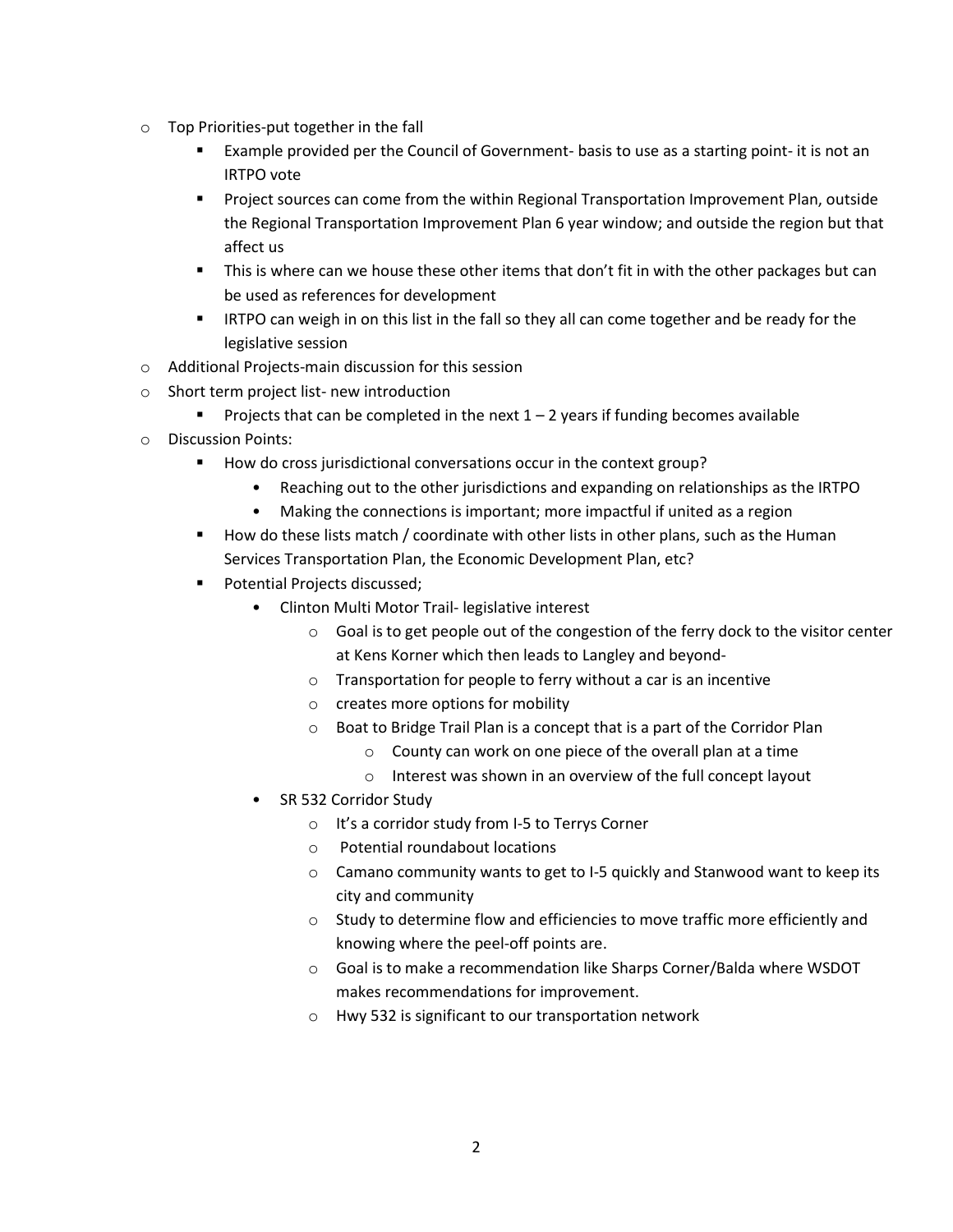- Top Priorities-put together in the fall
  - Example provided per the Council of Government- basis to use as a starting point- it is not an IRTPO vote
  - Project sources can come from the within Regional Transportation Improvement Plan, outside the Regional Transportation Improvement Plan 6 year window; and outside the region but that affect us
  - This is where can we house these other items that don't fit in with the other packages but can be used as references for development
  - IRTPO can weigh in on this list in the fall so they all can come together and be ready for the legislative session
- Additional Projects-main discussion for this session
- Short term project list- new introduction
  - Projects that can be completed in the next 1 – 2 years if funding becomes available
- Discussion Points:
  - How do cross jurisdictional conversations occur in the context group?
    - Reaching out to the other jurisdictions and expanding on relationships as the IRTPO
    - Making the connections is important; more impactful if united as a region
  - How do these lists match / coordinate with other lists in other plans, such as the Human Services Transportation Plan, the Economic Development Plan, etc?
  - Potential Projects discussed;
    - Clinton Multi Motor Trail- legislative interest
      - Goal is to get people out of the congestion of the ferry dock to the visitor center at Kens Korner which then leads to Langley and beyond-
      - Transportation for people to ferry without a car is an incentive
      - creates more options for mobility
      - Boat to Bridge Trail Plan is a concept that is a part of the Corridor Plan
        - County can work on one piece of the overall plan at a time
        - Interest was shown in an overview of the full concept layout
    - SR 532 Corridor Study
      - It's a corridor study from I-5 to Terrys Corner
      - Potential roundabout locations
      - Camano community wants to get to I-5 quickly and Stanwood want to keep its city and community
      - Study to determine flow and efficiencies to move traffic more efficiently and knowing where the peel-off points are.
      - Goal is to make a recommendation like Sharps Corner/Balda where WSDOT makes recommendations for improvement.
      - Hwy 532 is significant to our transportation network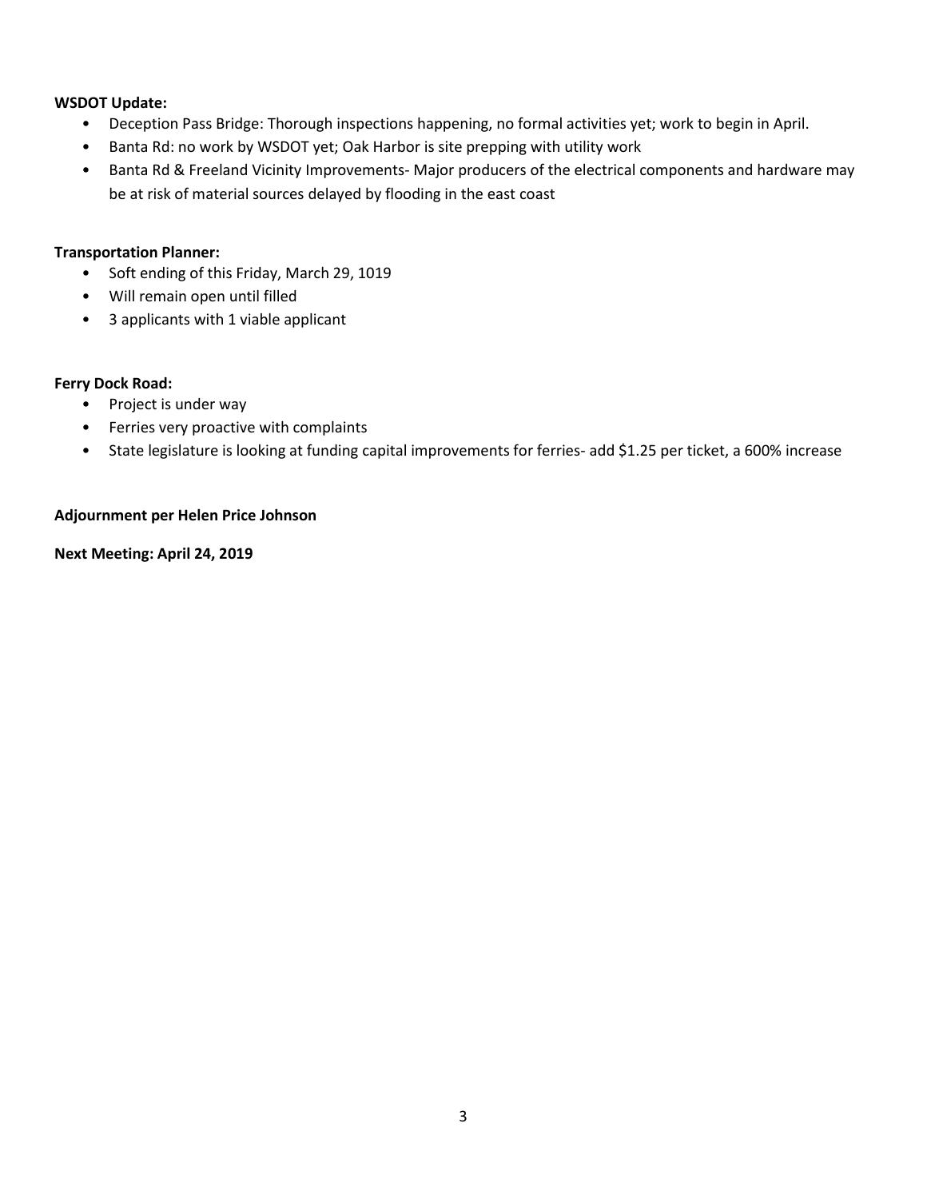**WSDOT Update:**

- Deception Pass Bridge: Thorough inspections happening, no formal activities yet; work to begin in April.
- Banta Rd: no work by WSDOT yet; Oak Harbor is site prepping with utility work
- Banta Rd & Freeland Vicinity Improvements- Major producers of the electrical components and hardware may be at risk of material sources delayed by flooding in the east coast

**Transportation Planner:**

- Soft ending of this Friday, March 29, 1019
- Will remain open until filled
- 3 applicants with 1 viable applicant

**Ferry Dock Road:**

- Project is under way
- Ferries very proactive with complaints
- State legislature is looking at funding capital improvements for ferries- add $1.25 per ticket, a 600% increase

**Adjournment per Helen Price Johnson**

**Next Meeting: April 24, 2019**